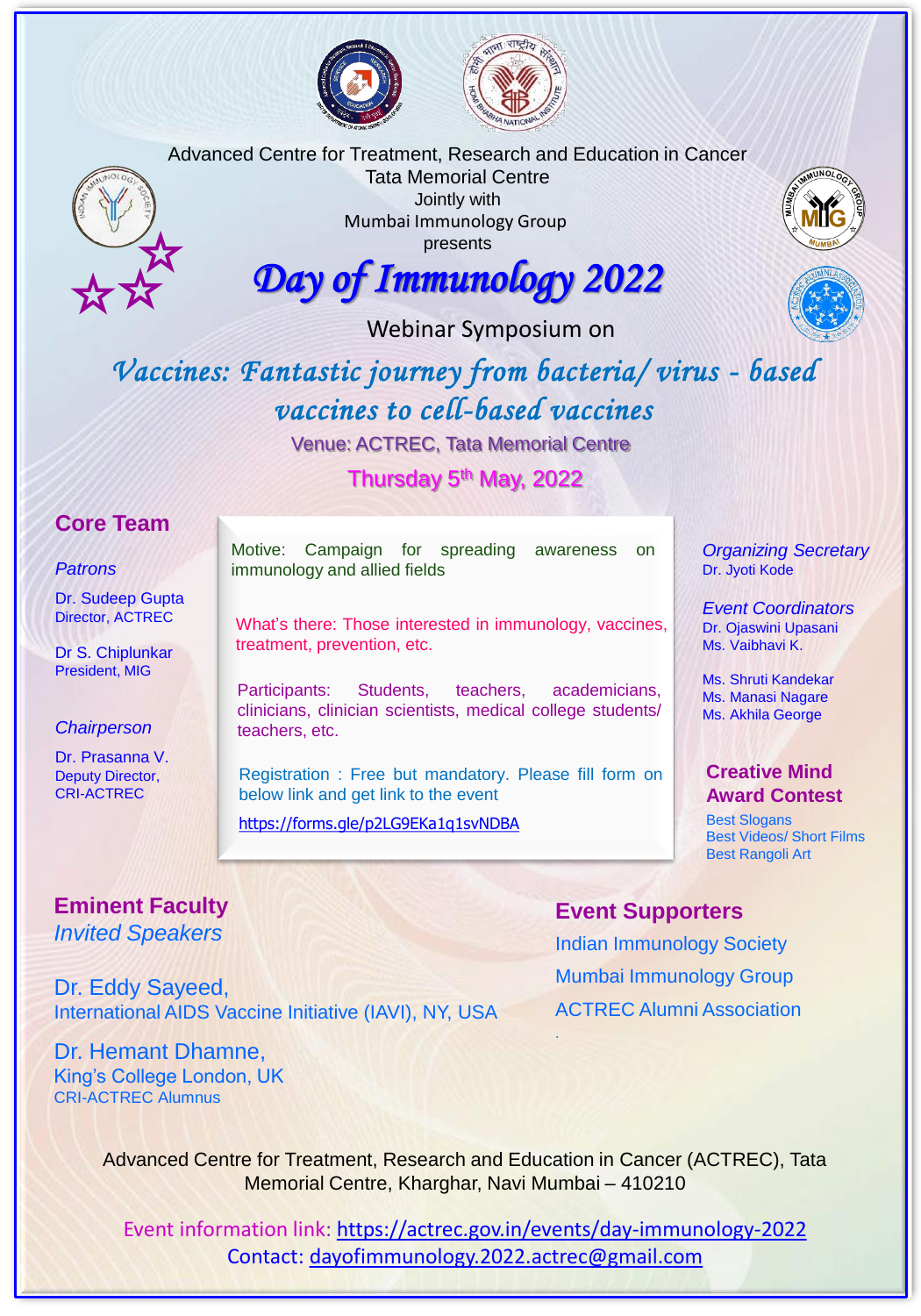Advanced Centre for Treatment, Research and Education in Cancer
Tata Memorial Centre
Jointly with
Mumbai Immunology Group
presents

# Day of Immunology 2022

Webinar Symposium on

## Vaccines: Fantastic journey from bacteria/ virus - based vaccines to cell-based vaccines

Venue: ACTREC, Tata Memorial Centre

Thursday 5th May, 2022

### Core Team

*Patrons*

Dr. Sudeep Gupta
Director, ACTREC

Dr S. Chiplunkar
President, MIG

*Chairperson*

Dr. Prasanna V.
Deputy Director,
CRI-ACTREC

Motive: Campaign for spreading awareness on immunology and allied fields

What's there: Those interested in immunology, vaccines, treatment, prevention, etc.

Participants: Students, teachers, academicians, clinicians, clinician scientists, medical college students/ teachers, etc.

Registration : Free but mandatory. Please fill form on below link and get link to the event

https://forms.gle/p2LG9EKa1q1svNDBA

*Organizing Secretary*
Dr. Jyoti Kode

*Event Coordinators*
Dr. Ojaswini Upasani
Ms. Vaibhavi K.

Ms. Shruti Kandekar
Ms. Manasi Nagare
Ms. Akhila George

### Creative Mind Award Contest

Best Slogans
Best Videos/ Short Films
Best Rangoli Art

### Eminent Faculty

*Invited Speakers*

Dr. Eddy Sayeed,
International AIDS Vaccine Initiative (IAVI), NY, USA

Dr. Hemant Dhamne,
King's College London, UK
CRI-ACTREC Alumnus

### Event Supporters

Indian Immunology Society
Mumbai Immunology Group
ACTREC Alumni Association

Advanced Centre for Treatment, Research and Education in Cancer (ACTREC), Tata Memorial Centre, Kharghar, Navi Mumbai – 410210

Event information link: https://actrec.gov.in/events/day-immunology-2022
Contact: dayofimmunology.2022.actrec@gmail.com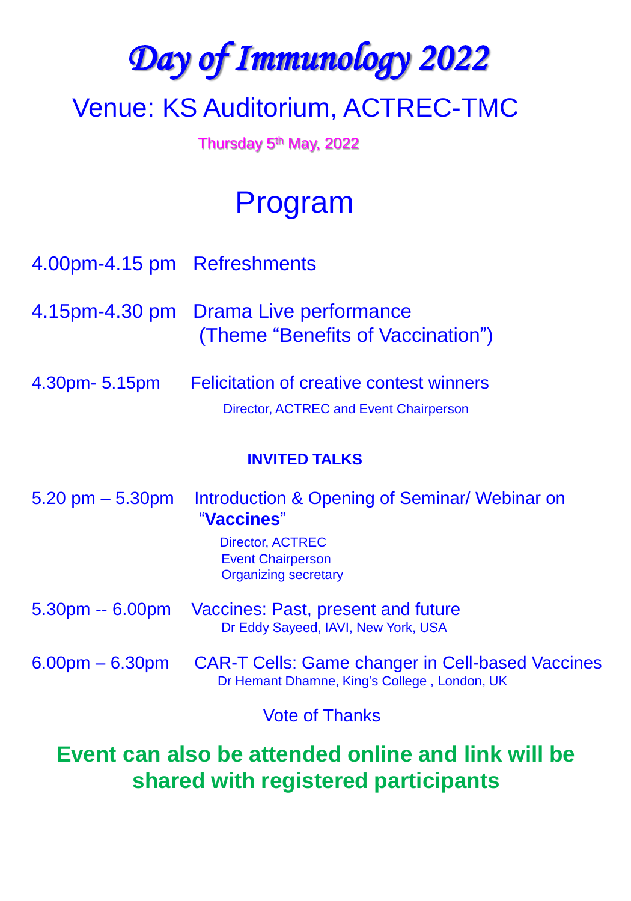# *Day of Immunology 2022*

## Venue: KS Auditorium, ACTREC-TMC

Thursday 5th May, 2022

## Program

4.00pm-4.15 pm Refreshments

4.15pm-4.30 pm Drama Live performance
(Theme "Benefits of Vaccination")

4.30pm- 5.15pm Felicitation of creative contest winners
Director, ACTREC and Event Chairperson

**INVITED TALKS**

5.20 pm – 5.30pm Introduction & Opening of Seminar/ Webinar on "**Vaccines**"
Director, ACTREC
Event Chairperson
Organizing secretary

5.30pm -- 6.00pm Vaccines: Past, present and future
Dr Eddy Sayeed, IAVI, New York, USA

6.00pm – 6.30pm CAR-T Cells: Game changer in Cell-based Vaccines
Dr Hemant Dhamne, King's College , London, UK

Vote of Thanks

**Event can also be attended online and link will be shared with registered participants**